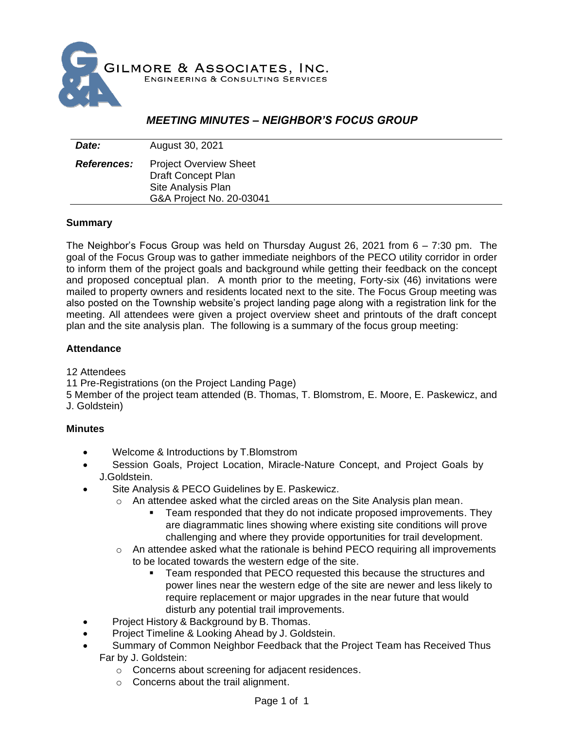GILMORE & ASSOCIATES, INC.
ENGINEERING & CONSULTING SERVICES

# *MEETING MINUTES – NEIGHBOR'S FOCUS GROUP*

| | |
|---|---|
| ***Date:*** | August 30, 2021 |
| ***References:*** | Project Overview Sheet<br>Draft Concept Plan<br>Site Analysis Plan<br>G&A Project No. 20-03041 |

## Summary

The Neighbor's Focus Group was held on Thursday August 26, 2021 from 6 – 7:30 pm. The goal of the Focus Group was to gather immediate neighbors of the PECO utility corridor in order to inform them of the project goals and background while getting their feedback on the concept and proposed conceptual plan. A month prior to the meeting, Forty-six (46) invitations were mailed to property owners and residents located next to the site. The Focus Group meeting was also posted on the Township website's project landing page along with a registration link for the meeting. All attendees were given a project overview sheet and printouts of the draft concept plan and the site analysis plan. The following is a summary of the focus group meeting:

## Attendance

12 Attendees
11 Pre-Registrations (on the Project Landing Page)
5 Member of the project team attended (B. Thomas, T. Blomstrom, E. Moore, E. Paskewicz, and J. Goldstein)

## Minutes

- Welcome & Introductions by T.Blomstrom
- Session Goals, Project Location, Miracle-Nature Concept, and Project Goals by J.Goldstein.
- Site Analysis & PECO Guidelines by E. Paskewicz.
  - An attendee asked what the circled areas on the Site Analysis plan mean.
    - Team responded that they do not indicate proposed improvements. They are diagrammatic lines showing where existing site conditions will prove challenging and where they provide opportunities for trail development.
  - An attendee asked what the rationale is behind PECO requiring all improvements to be located towards the western edge of the site.
    - Team responded that PECO requested this because the structures and power lines near the western edge of the site are newer and less likely to require replacement or major upgrades in the near future that would disturb any potential trail improvements.
- Project History & Background by B. Thomas.
- Project Timeline & Looking Ahead by J. Goldstein.
- Summary of Common Neighbor Feedback that the Project Team has Received Thus Far by J. Goldstein:
  - Concerns about screening for adjacent residences.
  - Concerns about the trail alignment.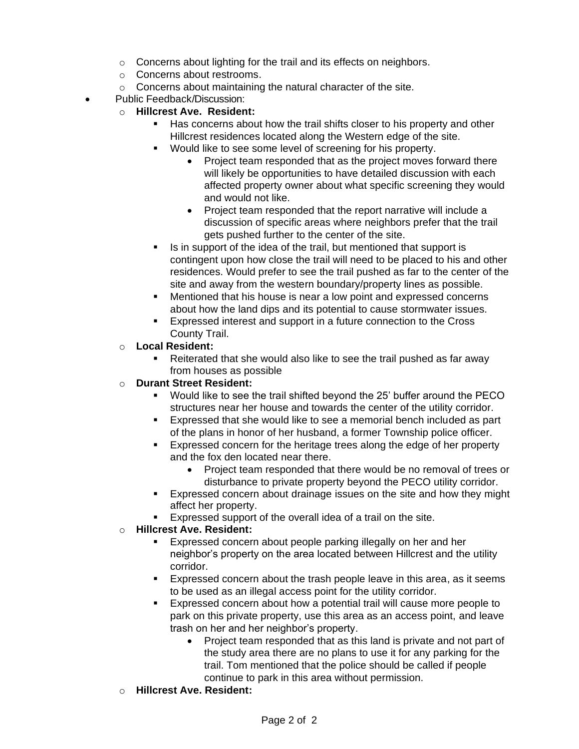- Concerns about lighting for the trail and its effects on neighbors.
    - Concerns about restrooms.
    - Concerns about maintaining the natural character of the site.
- Public Feedback/Discussion:
    - **Hillcrest Ave. Resident:**
        - Has concerns about how the trail shifts closer to his property and other Hillcrest residences located along the Western edge of the site.
        - Would like to see some level of screening for his property.
            - Project team responded that as the project moves forward there will likely be opportunities to have detailed discussion with each affected property owner about what specific screening they would and would not like.
            - Project team responded that the report narrative will include a discussion of specific areas where neighbors prefer that the trail gets pushed further to the center of the site.
        - Is in support of the idea of the trail, but mentioned that support is contingent upon how close the trail will need to be placed to his and other residences. Would prefer to see the trail pushed as far to the center of the site and away from the western boundary/property lines as possible.
        - Mentioned that his house is near a low point and expressed concerns about how the land dips and its potential to cause stormwater issues.
        - Expressed interest and support in a future connection to the Cross County Trail.
    - **Local Resident:**
        - Reiterated that she would also like to see the trail pushed as far away from houses as possible
    - **Durant Street Resident:**
        - Would like to see the trail shifted beyond the 25' buffer around the PECO structures near her house and towards the center of the utility corridor.
        - Expressed that she would like to see a memorial bench included as part of the plans in honor of her husband, a former Township police officer.
        - Expressed concern for the heritage trees along the edge of her property and the fox den located near there.
            - Project team responded that there would be no removal of trees or disturbance to private property beyond the PECO utility corridor.
        - Expressed concern about drainage issues on the site and how they might affect her property.
        - Expressed support of the overall idea of a trail on the site.
    - **Hillcrest Ave. Resident:**
        - Expressed concern about people parking illegally on her and her neighbor's property on the area located between Hillcrest and the utility corridor.
        - Expressed concern about the trash people leave in this area, as it seems to be used as an illegal access point for the utility corridor.
        - Expressed concern about how a potential trail will cause more people to park on this private property, use this area as an access point, and leave trash on her and her neighbor's property.
            - Project team responded that as this land is private and not part of the study area there are no plans to use it for any parking for the trail. Tom mentioned that the police should be called if people continue to park in this area without permission.
    - **Hillcrest Ave. Resident:**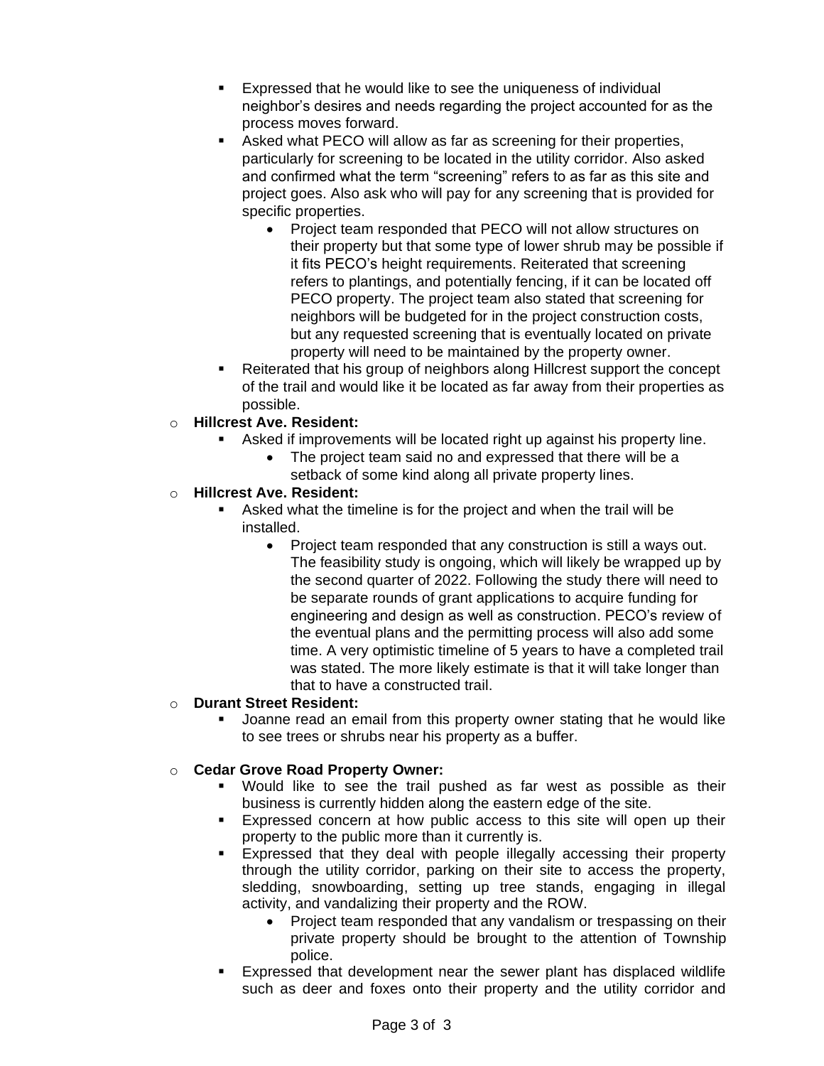- Expressed that he would like to see the uniqueness of individual neighbor's desires and needs regarding the project accounted for as the process moves forward.
    - Asked what PECO will allow as far as screening for their properties, particularly for screening to be located in the utility corridor. Also asked and confirmed what the term "screening" refers to as far as this site and project goes. Also ask who will pay for any screening that is provided for specific properties.
      - Project team responded that PECO will not allow structures on their property but that some type of lower shrub may be possible if it fits PECO's height requirements. Reiterated that screening refers to plantings, and potentially fencing, if it can be located off PECO property. The project team also stated that screening for neighbors will be budgeted for in the project construction costs, but any requested screening that is eventually located on private property will need to be maintained by the property owner.
    - Reiterated that his group of neighbors along Hillcrest support the concept of the trail and would like it be located as far away from their properties as possible.
  - **Hillcrest Ave. Resident:**
    - Asked if improvements will be located right up against his property line.
      - The project team said no and expressed that there will be a setback of some kind along all private property lines.
  - **Hillcrest Ave. Resident:**
    - Asked what the timeline is for the project and when the trail will be installed.
      - Project team responded that any construction is still a ways out. The feasibility study is ongoing, which will likely be wrapped up by the second quarter of 2022. Following the study there will need to be separate rounds of grant applications to acquire funding for engineering and design as well as construction. PECO's review of the eventual plans and the permitting process will also add some time. A very optimistic timeline of 5 years to have a completed trail was stated. The more likely estimate is that it will take longer than that to have a constructed trail.
  - **Durant Street Resident:**
    - Joanne read an email from this property owner stating that he would like to see trees or shrubs near his property as a buffer.
  - **Cedar Grove Road Property Owner:**
    - Would like to see the trail pushed as far west as possible as their business is currently hidden along the eastern edge of the site.
    - Expressed concern at how public access to this site will open up their property to the public more than it currently is.
    - Expressed that they deal with people illegally accessing their property through the utility corridor, parking on their site to access the property, sledding, snowboarding, setting up tree stands, engaging in illegal activity, and vandalizing their property and the ROW.
      - Project team responded that any vandalism or trespassing on their private property should be brought to the attention of Township police.
    - Expressed that development near the sewer plant has displaced wildlife such as deer and foxes onto their property and the utility corridor and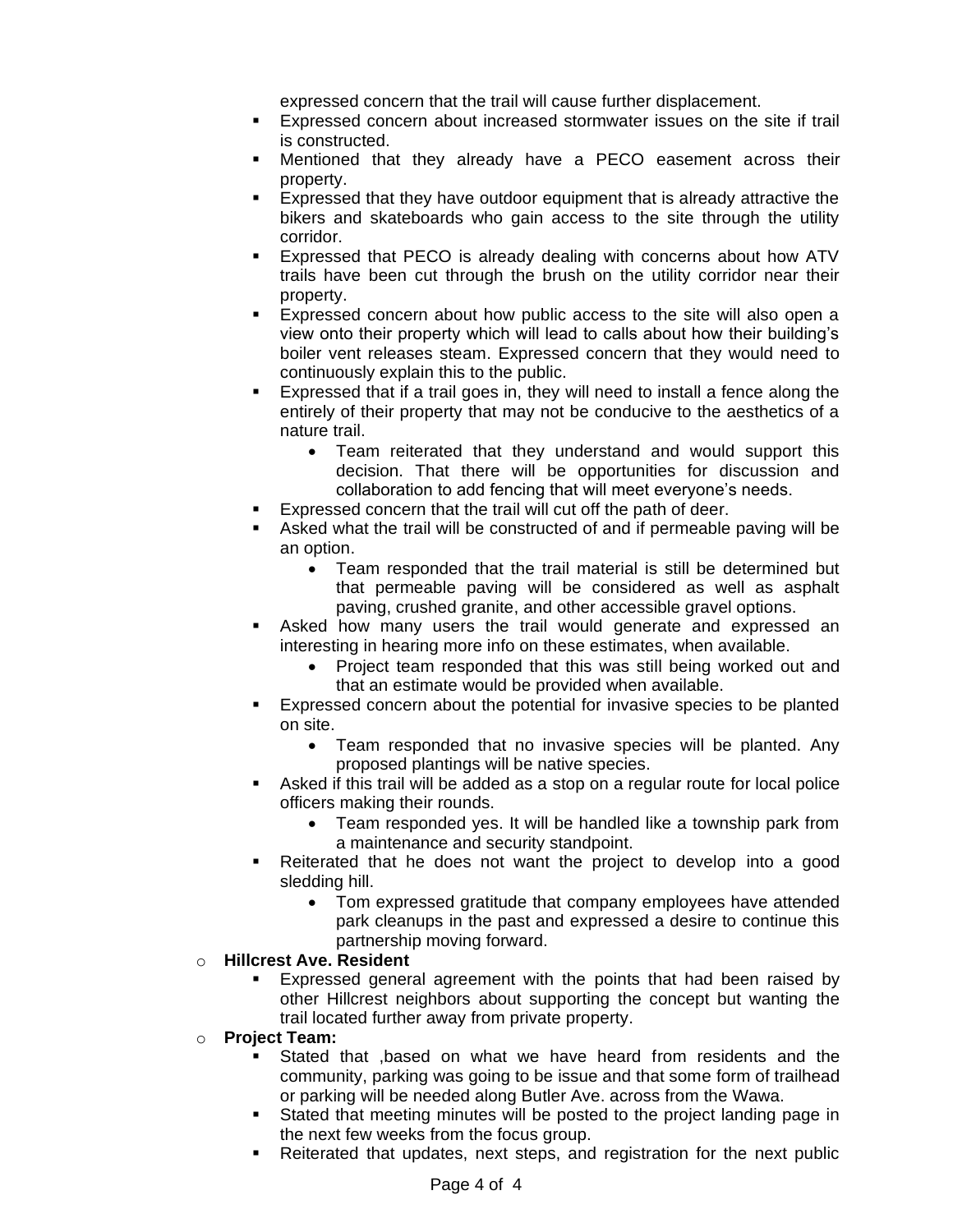expressed concern that the trail will cause further displacement.

- Expressed concern about increased stormwater issues on the site if trail is constructed.
- Mentioned that they already have a PECO easement across their property.
- Expressed that they have outdoor equipment that is already attractive the bikers and skateboards who gain access to the site through the utility corridor.
- Expressed that PECO is already dealing with concerns about how ATV trails have been cut through the brush on the utility corridor near their property.
- Expressed concern about how public access to the site will also open a view onto their property which will lead to calls about how their building's boiler vent releases steam. Expressed concern that they would need to continuously explain this to the public.
- Expressed that if a trail goes in, they will need to install a fence along the entirely of their property that may not be conducive to the aesthetics of a nature trail.
  - Team reiterated that they understand and would support this decision. That there will be opportunities for discussion and collaboration to add fencing that will meet everyone's needs.
- Expressed concern that the trail will cut off the path of deer.
- Asked what the trail will be constructed of and if permeable paving will be an option.
  - Team responded that the trail material is still be determined but that permeable paving will be considered as well as asphalt paving, crushed granite, and other accessible gravel options.
- Asked how many users the trail would generate and expressed an interesting in hearing more info on these estimates, when available.
  - Project team responded that this was still being worked out and that an estimate would be provided when available.
- Expressed concern about the potential for invasive species to be planted on site.
  - Team responded that no invasive species will be planted. Any proposed plantings will be native species.
- Asked if this trail will be added as a stop on a regular route for local police officers making their rounds.
  - Team responded yes. It will be handled like a township park from a maintenance and security standpoint.
- Reiterated that he does not want the project to develop into a good sledding hill.
  - Tom expressed gratitude that company employees have attended park cleanups in the past and expressed a desire to continue this partnership moving forward.

- **Hillcrest Ave. Resident**
  - Expressed general agreement with the points that had been raised by other Hillcrest neighbors about supporting the concept but wanting the trail located further away from private property.
- **Project Team:**
  - Stated that ,based on what we have heard from residents and the community, parking was going to be issue and that some form of trailhead or parking will be needed along Butler Ave. across from the Wawa.
  - Stated that meeting minutes will be posted to the project landing page in the next few weeks from the focus group.
  - Reiterated that updates, next steps, and registration for the next public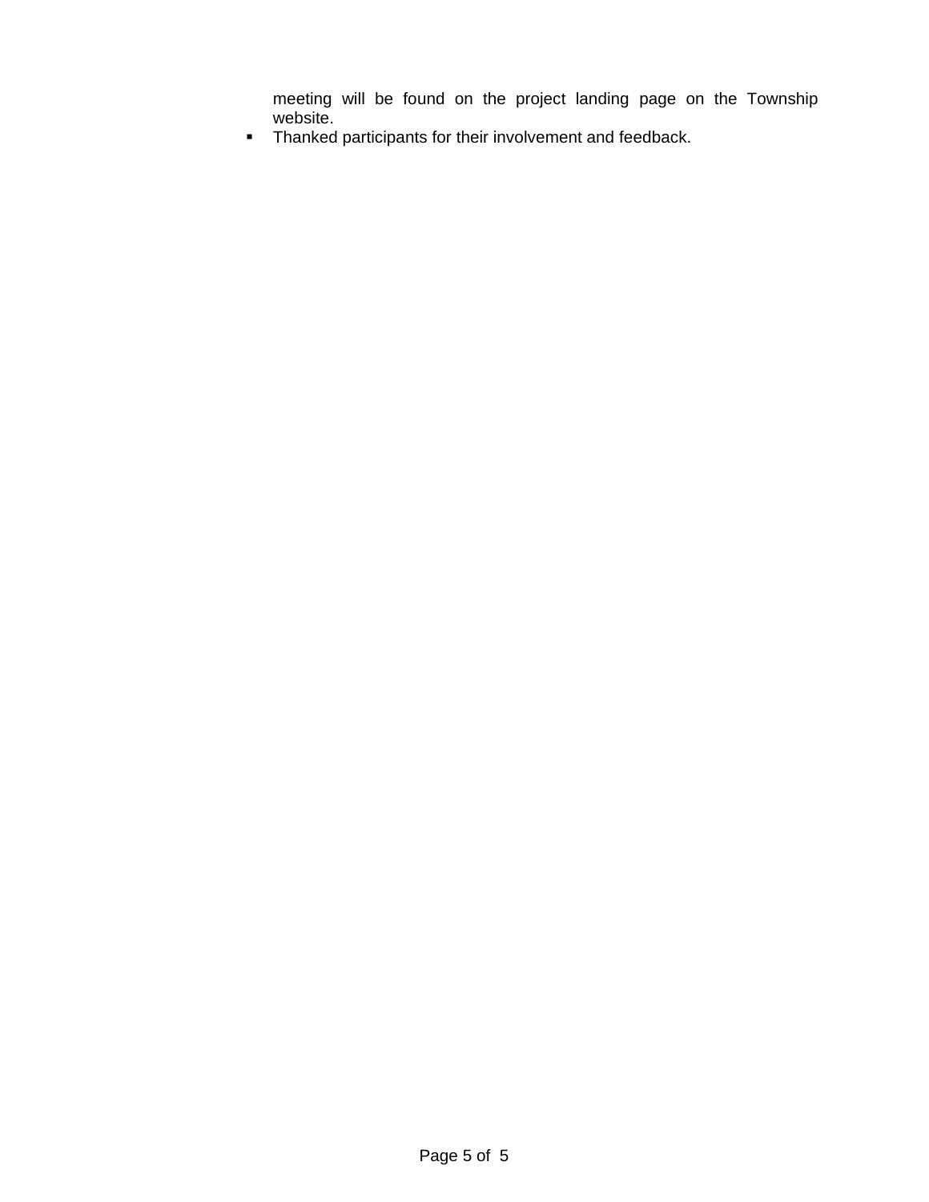meeting will be found on the project landing page on the Township website.

- Thanked participants for their involvement and feedback.